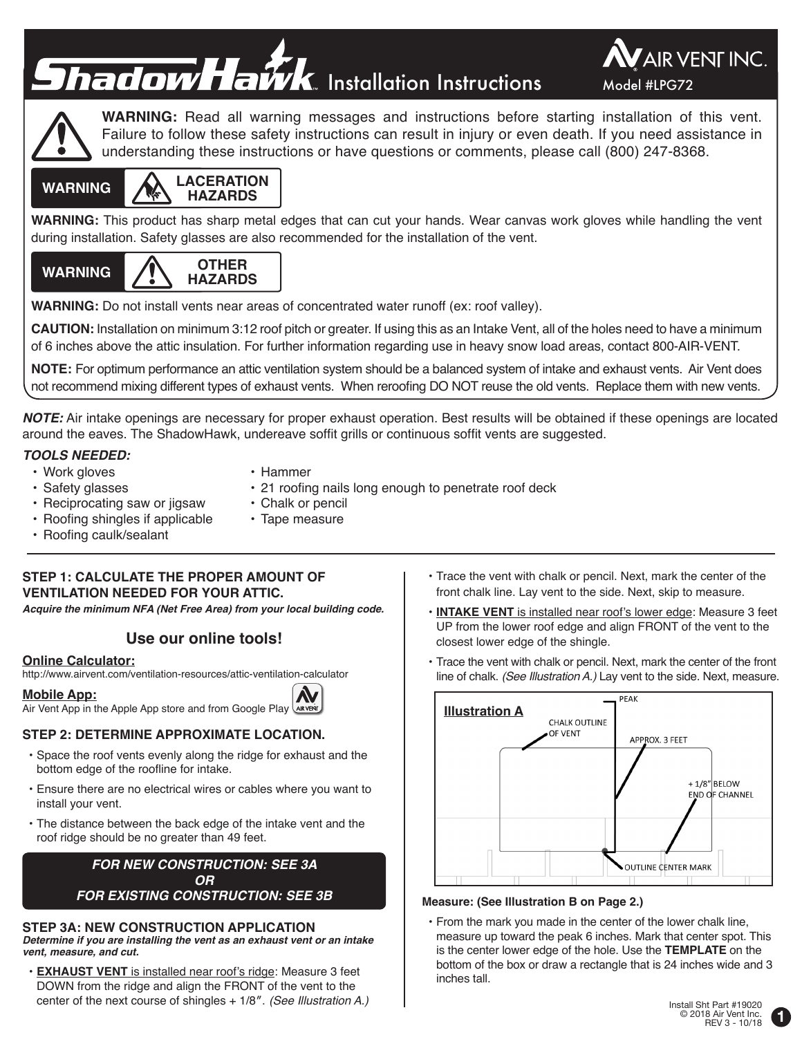# ShadowHawk™ Installation Instructions

AIR VENT INC.
Model #LPG72

**WARNING:** Read all warning messages and instructions before starting installation of this vent. Failure to follow these safety instructions can result in injury or even death. If you need assistance in understanding these instructions or have questions or comments, please call (800) 247-8368.

**WARNING** — **LACERATION HAZARDS**

**WARNING:** This product has sharp metal edges that can cut your hands. Wear canvas work gloves while handling the vent during installation. Safety glasses are also recommended for the installation of the vent.

**WARNING** — **OTHER HAZARDS**

**WARNING:** Do not install vents near areas of concentrated water runoff (ex: roof valley).

**CAUTION:** Installation on minimum 3:12 roof pitch or greater. If using this as an Intake Vent, all of the holes need to have a minimum of 6 inches above the attic insulation. For further information regarding use in heavy snow load areas, contact 800-AIR-VENT.

**NOTE:** For optimum performance an attic ventilation system should be a balanced system of intake and exhaust vents. Air Vent does not recommend mixing different types of exhaust vents. When reroofing DO NOT reuse the old vents. Replace them with new vents.

***NOTE:*** Air intake openings are necessary for proper exhaust operation. Best results will be obtained if these openings are located around the eaves. The ShadowHawk, undereave soffit grills or continuous soffit vents are suggested.

***TOOLS NEEDED:***

- Work gloves
- Safety glasses
- Reciprocating saw or jigsaw
- Roofing shingles if applicable
- Roofing caulk/sealant
- Hammer
- 21 roofing nails long enough to penetrate roof deck
- Chalk or pencil
- Tape measure

### STEP 1: CALCULATE THE PROPER AMOUNT OF VENTILATION NEEDED FOR YOUR ATTIC.

***Acquire the minimum NFA (Net Free Area) from your local building code.***

#### Use our online tools!

**Online Calculator:**
http://www.airvent.com/ventilation-resources/attic-ventilation-calculator

**Mobile App:**
Air Vent App in the Apple App store and from Google Play

### STEP 2: DETERMINE APPROXIMATE LOCATION.

- Space the roof vents evenly along the ridge for exhaust and the bottom edge of the roofline for intake.
- Ensure there are no electrical wires or cables where you want to install your vent.
- The distance between the back edge of the intake vent and the roof ridge should be no greater than 49 feet.

***FOR NEW CONSTRUCTION: SEE 3A***
***OR***
***FOR EXISTING CONSTRUCTION: SEE 3B***

### STEP 3A: NEW CONSTRUCTION APPLICATION

***Determine if you are installing the vent as an exhaust vent or an intake vent, measure, and cut.***

- **EXHAUST VENT** is installed near roof's ridge: Measure 3 feet DOWN from the ridge and align the FRONT of the vent to the center of the next course of shingles + 1/8″. *(See Illustration A.)*
- Trace the vent with chalk or pencil. Next, mark the center of the front chalk line. Lay vent to the side. Next, skip to measure.
- **INTAKE VENT** is installed near roof's lower edge: Measure 3 feet UP from the lower roof edge and align FRONT of the vent to the closest lower edge of the shingle.
- Trace the vent with chalk or pencil. Next, mark the center of the front line of chalk. *(See Illustration A.)* Lay vent to the side. Next, measure.

**Illustration A**

PEAK
CHALK OUTLINE OF VENT
APPROX. 3 FEET
+ 1/8" BELOW END OF CHANNEL
OUTLINE CENTER MARK

**Measure: (See Illustration B on Page 2.)**

- From the mark you made in the center of the lower chalk line, measure up toward the peak 6 inches. Mark that center spot. This is the center lower edge of the hole. Use the **TEMPLATE** on the bottom of the box or draw a rectangle that is 24 inches wide and 3 inches tall.

Install Sht Part #19020
© 2018 Air Vent Inc.
REV 3 - 10/18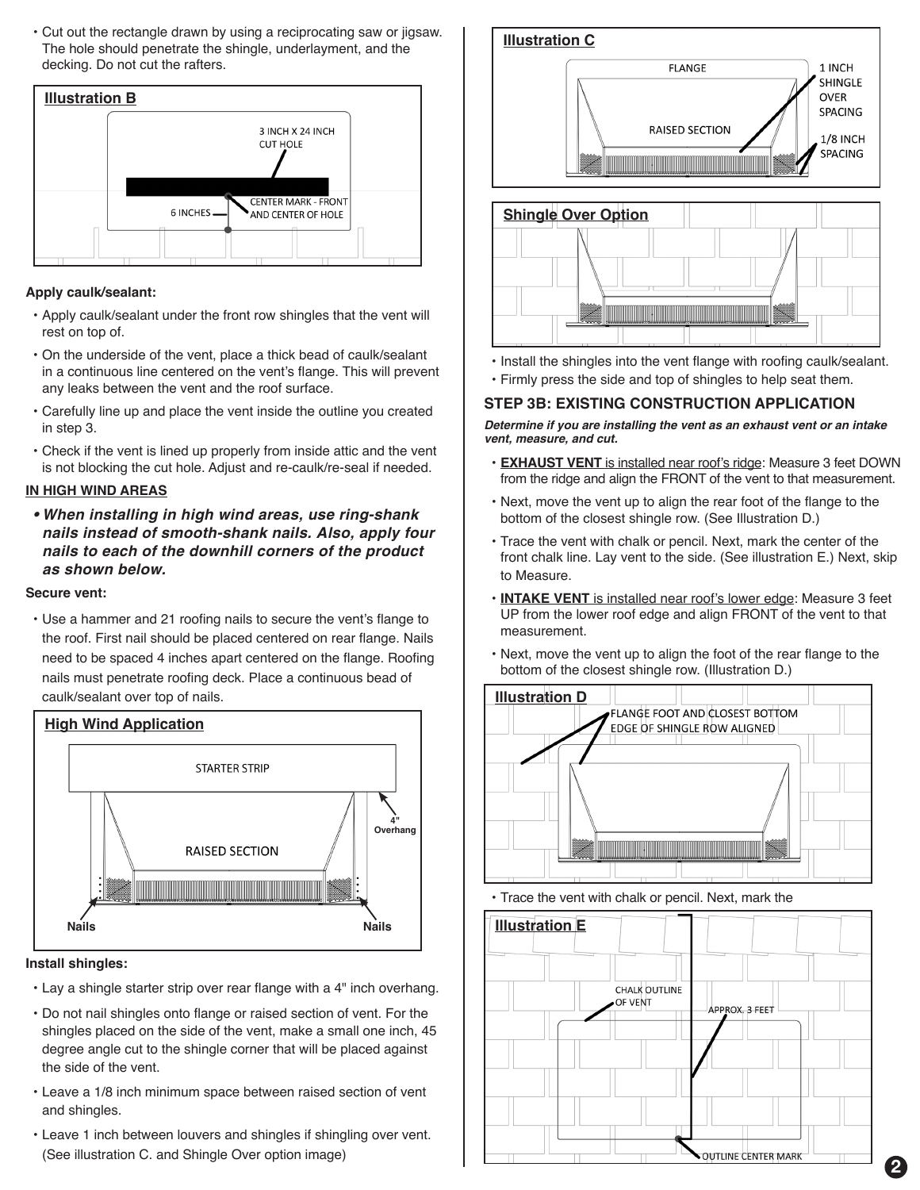- Cut out the rectangle drawn by using a reciprocating saw or jigsaw. The hole should penetrate the shingle, underlayment, and the decking. Do not cut the rafters.

**Illustration B**

3 INCH X 24 INCH CUT HOLE

6 INCHES

CENTER MARK - FRONT AND CENTER OF HOLE

**Apply caulk/sealant:**

- Apply caulk/sealant under the front row shingles that the vent will rest on top of.
- On the underside of the vent, place a thick bead of caulk/sealant in a continuous line centered on the vent's flange. This will prevent any leaks between the vent and the roof surface.
- Carefully line up and place the vent inside the outline you created in step 3.
- Check if the vent is lined up properly from inside attic and the vent is not blocking the cut hole. Adjust and re-caulk/re-seal if needed.

**IN HIGH WIND AREAS**

- ***When installing in high wind areas, use ring-shank nails instead of smooth-shank nails. Also, apply four nails to each of the downhill corners of the product as shown below.***

**Secure vent:**

- Use a hammer and 21 roofing nails to secure the vent's flange to the roof. First nail should be placed centered on rear flange. Nails need to be spaced 4 inches apart centered on the flange. Roofing nails must penetrate roofing deck. Place a continuous bead of caulk/sealant over top of nails.

**High Wind Application**

STARTER STRIP

4" Overhang

RAISED SECTION

Nails

Nails

**Install shingles:**

- Lay a shingle starter strip over rear flange with a 4" inch overhang.
- Do not nail shingles onto flange or raised section of vent. For the shingles placed on the side of the vent, make a small one inch, 45 degree angle cut to the shingle corner that will be placed against the side of the vent.
- Leave a 1/8 inch minimum space between raised section of vent and shingles.
- Leave 1 inch between louvers and shingles if shingling over vent. (See illustration C. and Shingle Over option image)

**Illustration C**

FLANGE

1 INCH SHINGLE OVER SPACING

RAISED SECTION

1/8 INCH SPACING

**Shingle Over Option**

- Install the shingles into the vent flange with roofing caulk/sealant.
- Firmly press the side and top of shingles to help seat them.

## STEP 3B: EXISTING CONSTRUCTION APPLICATION

***Determine if you are installing the vent as an exhaust vent or an intake vent, measure, and cut.***

- **EXHAUST VENT** is installed near roof's ridge: Measure 3 feet DOWN from the ridge and align the FRONT of the vent to that measurement.
- Next, move the vent up to align the rear foot of the flange to the bottom of the closest shingle row. (See Illustration D.)
- Trace the vent with chalk or pencil. Next, mark the center of the front chalk line. Lay vent to the side. (See illustration E.) Next, skip to Measure.
- **INTAKE VENT** is installed near roof's lower edge: Measure 3 feet UP from the lower roof edge and align FRONT of the vent to that measurement.
- Next, move the vent up to align the foot of the rear flange to the bottom of the closest shingle row. (Illustration D.)

**Illustration D**

FLANGE FOOT AND CLOSEST BOTTOM EDGE OF SHINGLE ROW ALIGNED

- Trace the vent with chalk or pencil. Next, mark the

**Illustration E**

CHALK OUTLINE OF VENT

APPROX. 3 FEET

OUTLINE CENTER MARK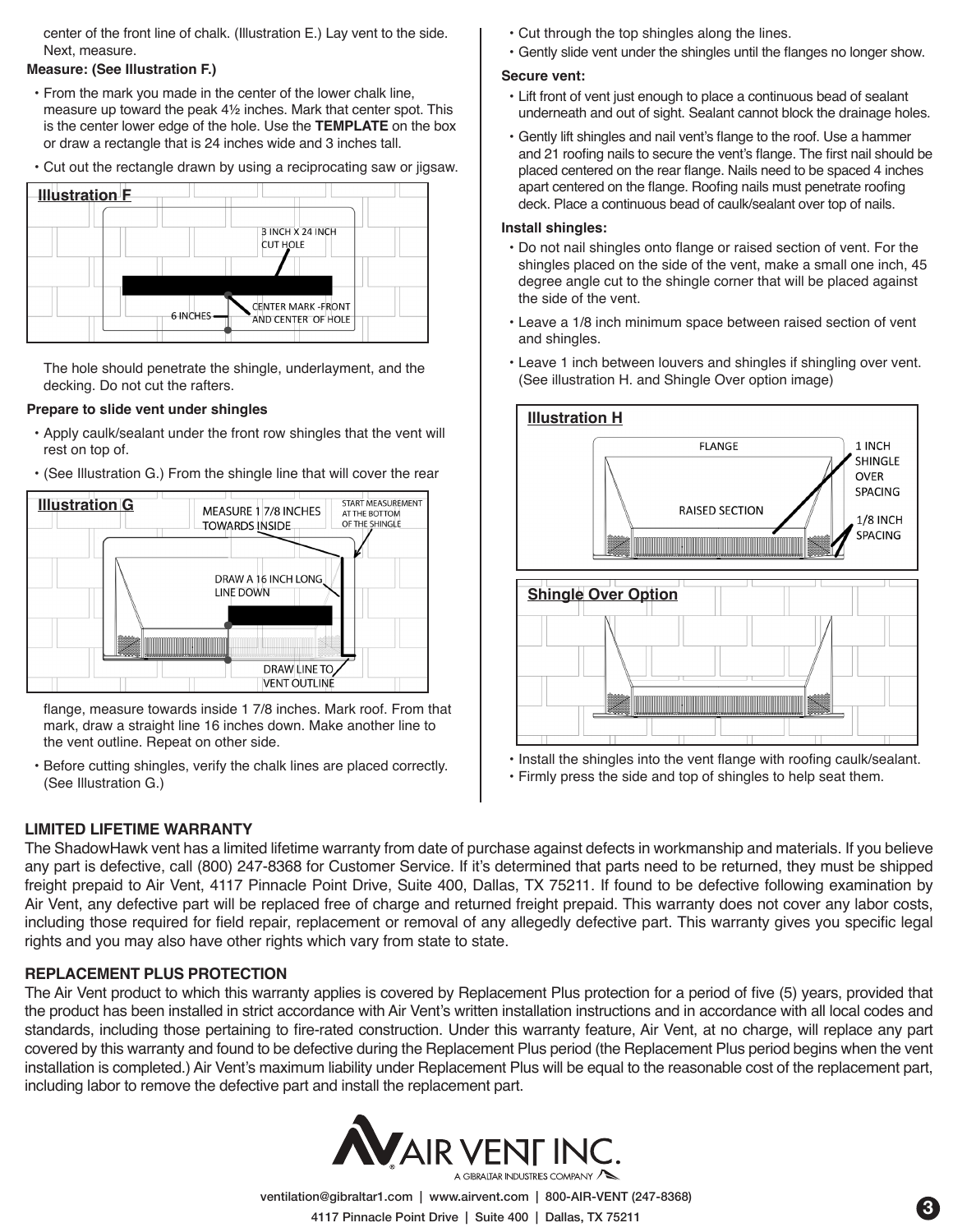center of the front line of chalk. (Illustration E.) Lay vent to the side. Next, measure.

**Measure: (See Illustration F.)**

- From the mark you made in the center of the lower chalk line, measure up toward the peak 4½ inches. Mark that center spot. This is the center lower edge of the hole. Use the **TEMPLATE** on the box or draw a rectangle that is 24 inches wide and 3 inches tall.
- Cut out the rectangle drawn by using a reciprocating saw or jigsaw.

**Illustration F**

3 INCH X 24 INCH CUT HOLE

6 INCHES

CENTER MARK -FRONT AND CENTER OF HOLE

The hole should penetrate the shingle, underlayment, and the decking. Do not cut the rafters.

**Prepare to slide vent under shingles**

- Apply caulk/sealant under the front row shingles that the vent will rest on top of.
- (See Illustration G.) From the shingle line that will cover the rear flange, measure towards inside 1 7/8 inches. Mark roof. From that mark, draw a straight line 16 inches down. Make another line to the vent outline. Repeat on other side.

**Illustration G**

MEASURE 1 7/8 INCHES TOWARDS INSIDE

START MEASUREMENT AT THE BOTTOM OF THE SHINGLE

DRAW A 16 INCH LONG LINE DOWN

DRAW LINE TO VENT OUTLINE

- Before cutting shingles, verify the chalk lines are placed correctly. (See Illustration G.)
- Cut through the top shingles along the lines.
- Gently slide vent under the shingles until the flanges no longer show.

**Secure vent:**

- Lift front of vent just enough to place a continuous bead of sealant underneath and out of sight. Sealant cannot block the drainage holes.
- Gently lift shingles and nail vent's flange to the roof. Use a hammer and 21 roofing nails to secure the vent's flange. The first nail should be placed centered on the rear flange. Nails need to be spaced 4 inches apart centered on the flange. Roofing nails must penetrate roofing deck. Place a continuous bead of caulk/sealant over top of nails.

**Install shingles:**

- Do not nail shingles onto flange or raised section of vent. For the shingles placed on the side of the vent, make a small one inch, 45 degree angle cut to the shingle corner that will be placed against the side of the vent.
- Leave a 1/8 inch minimum space between raised section of vent and shingles.
- Leave 1 inch between louvers and shingles if shingling over vent. (See illustration H. and Shingle Over option image)

**Illustration H**

FLANGE

RAISED SECTION

1 INCH SHINGLE OVER SPACING

1/8 INCH SPACING

**Shingle Over Option**

- Install the shingles into the vent flange with roofing caulk/sealant.
- Firmly press the side and top of shingles to help seat them.

## LIMITED LIFETIME WARRANTY

The ShadowHawk vent has a limited lifetime warranty from date of purchase against defects in workmanship and materials. If you believe any part is defective, call (800) 247-8368 for Customer Service. If it's determined that parts need to be returned, they must be shipped freight prepaid to Air Vent, 4117 Pinnacle Point Drive, Suite 400, Dallas, TX 75211. If found to be defective following examination by Air Vent, any defective part will be replaced free of charge and returned freight prepaid. This warranty does not cover any labor costs, including those required for field repair, replacement or removal of any allegedly defective part. This warranty gives you specific legal rights and you may also have other rights which vary from state to state.

## REPLACEMENT PLUS PROTECTION

The Air Vent product to which this warranty applies is covered by Replacement Plus protection for a period of five (5) years, provided that the product has been installed in strict accordance with Air Vent's written installation instructions and in accordance with all local codes and standards, including those pertaining to fire-rated construction. Under this warranty feature, Air Vent, at no charge, will replace any part covered by this warranty and found to be defective during the Replacement Plus period (the Replacement Plus period begins when the vent installation is completed.) Air Vent's maximum liability under Replacement Plus will be equal to the reasonable cost of the replacement part, including labor to remove the defective part and install the replacement part.

AIR VENT INC.
A GIBRALTAR INDUSTRIES COMPANY

ventilation@gibraltar1.com | www.airvent.com | 800-AIR-VENT (247-8368)

4117 Pinnacle Point Drive | Suite 400 | Dallas, TX 75211